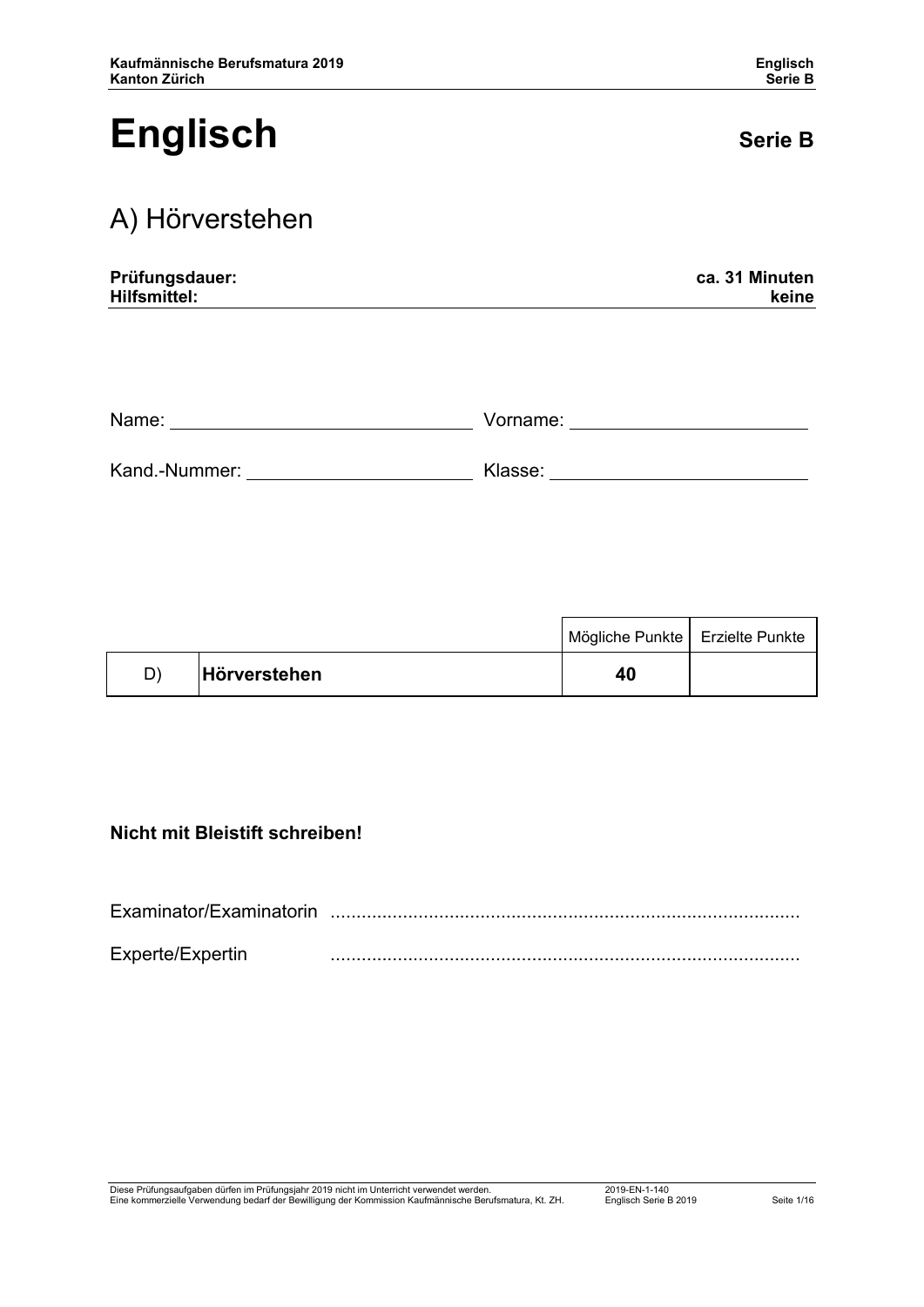# Englisch

**Serie B**

## A) Hörverstehen

**Prüfungsdauer:** **ca. 31 Minuten**
**Hilfsmittel:** **keine**

Name: ______________________ Vorname: ______________________

Kand.-Nummer: ______________________ Klasse: ______________________

| | | Mögliche Punkte | Erzielte Punkte |
|---|---|---|---|
| D) | **Hörverstehen** | **40** | |

**Nicht mit Bleistift schreiben!**

Examinator/Examinatorin ..........................................................................................

Experte/Expertin ..........................................................................................

Diese Prüfungsaufgaben dürfen im Prüfungsjahr 2019 nicht im Unterricht verwendet werden.
Eine kommerzielle Verwendung bedarf der Bewilligung der Kommission Kaufmännische Berufsmatura, Kt. ZH.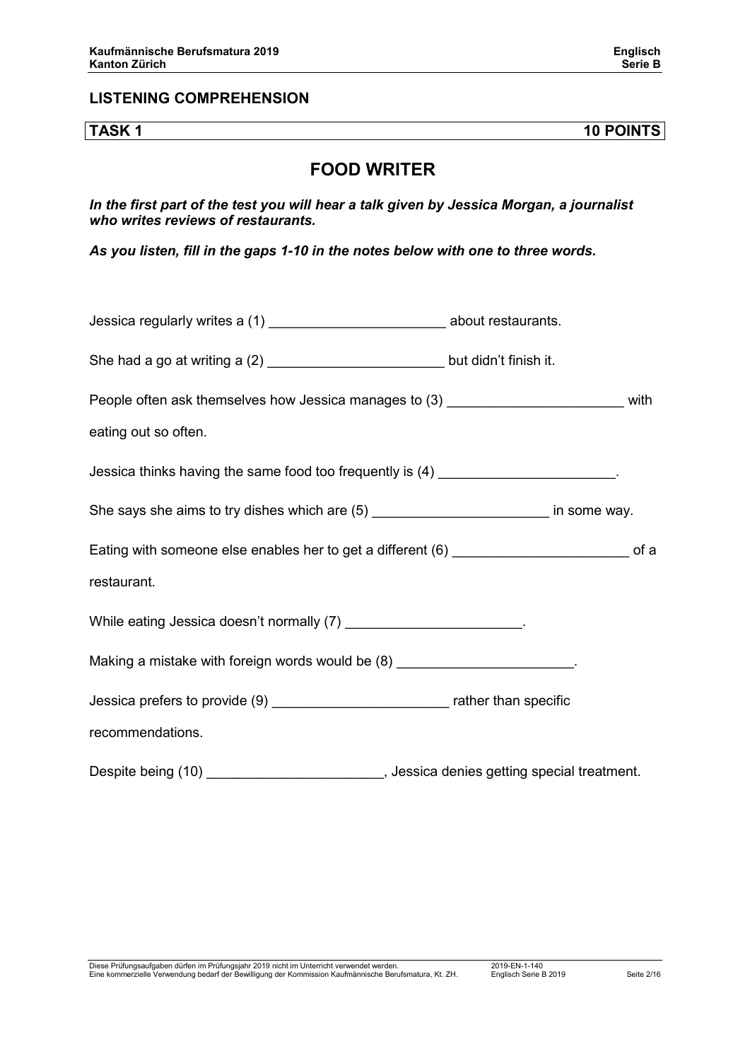## LISTENING COMPREHENSION

**TASK 1** **10 POINTS**

# FOOD WRITER

***In the first part of the test you will hear a talk given by Jessica Morgan, a journalist who writes reviews of restaurants.***

***As you listen, fill in the gaps 1-10 in the notes below with one to three words.***

Jessica regularly writes a (1) ______________________ about restaurants.

She had a go at writing a (2) ______________________ but didn't finish it.

People often ask themselves how Jessica manages to (3) ______________________ with eating out so often.

Jessica thinks having the same food too frequently is (4) ______________________.

She says she aims to try dishes which are (5) ______________________ in some way.

Eating with someone else enables her to get a different (6) ______________________ of a restaurant.

While eating Jessica doesn't normally (7) ______________________.

Making a mistake with foreign words would be (8) ______________________.

Jessica prefers to provide (9) ______________________ rather than specific recommendations.

Despite being (10) ______________________, Jessica denies getting special treatment.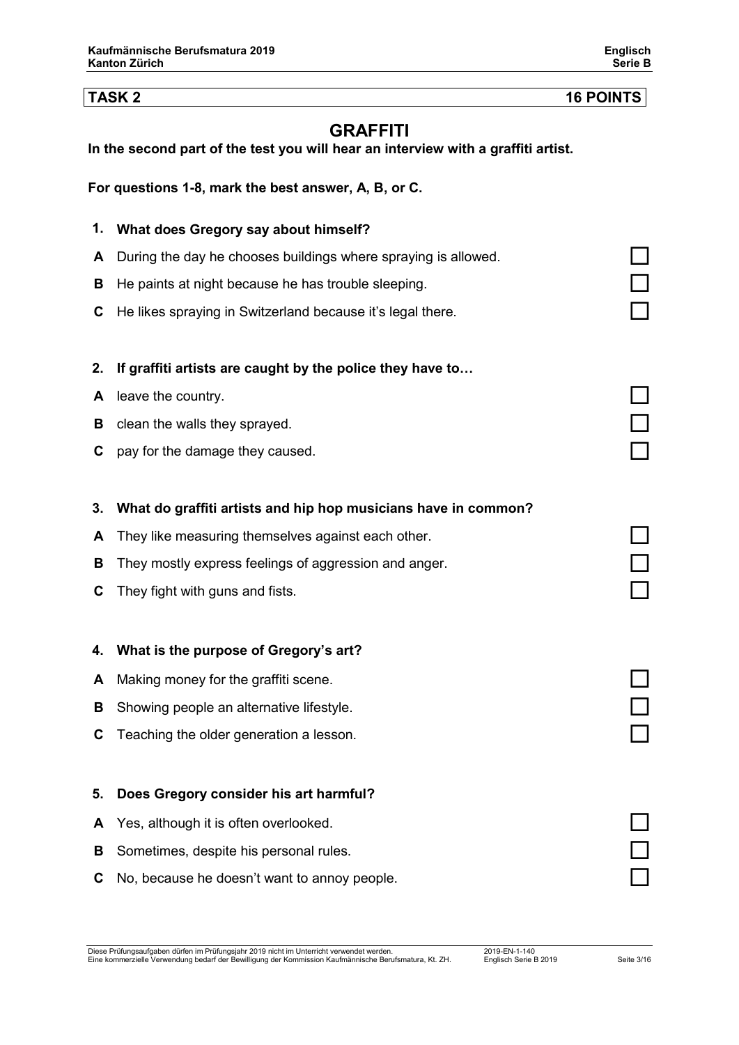**TASK 2** **16 POINTS**

## GRAFFITI

**In the second part of the test you will hear an interview with a graffiti artist.**

**For questions 1-8, mark the best answer, A, B, or C.**

**1. What does Gregory say about himself?**

**A** During the day he chooses buildings where spraying is allowed. ☐

**B** He paints at night because he has trouble sleeping. ☐

**C** He likes spraying in Switzerland because it's legal there. ☐

**2. If graffiti artists are caught by the police they have to…**

**A** leave the country. ☐

**B** clean the walls they sprayed. ☐

**C** pay for the damage they caused. ☐

**3. What do graffiti artists and hip hop musicians have in common?**

**A** They like measuring themselves against each other. ☐

**B** They mostly express feelings of aggression and anger. ☐

**C** They fight with guns and fists. ☐

**4. What is the purpose of Gregory's art?**

**A** Making money for the graffiti scene. ☐

**B** Showing people an alternative lifestyle. ☐

**C** Teaching the older generation a lesson. ☐

**5. Does Gregory consider his art harmful?**

**A** Yes, although it is often overlooked. ☐

**B** Sometimes, despite his personal rules. ☐

**C** No, because he doesn't want to annoy people. ☐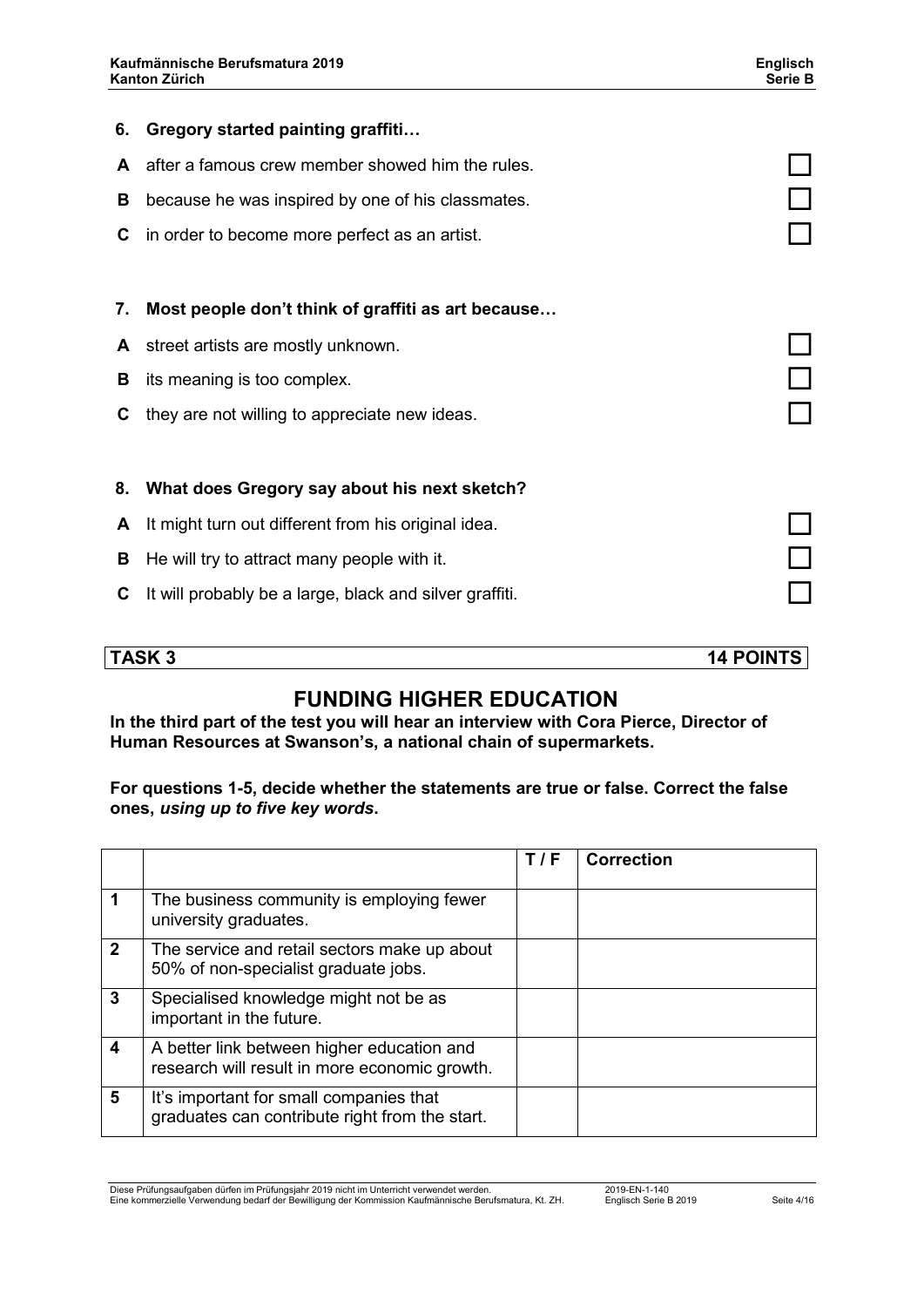**6. Gregory started painting graffiti…**

- **A** after a famous crew member showed him the rules. ☐
- **B** because he was inspired by one of his classmates. ☐
- **C** in order to become more perfect as an artist. ☐

**7. Most people don't think of graffiti as art because…**

- **A** street artists are mostly unknown. ☐
- **B** its meaning is too complex. ☐
- **C** they are not willing to appreciate new ideas. ☐

**8. What does Gregory say about his next sketch?**

- **A** It might turn out different from his original idea. ☐
- **B** He will try to attract many people with it. ☐
- **C** It will probably be a large, black and silver graffiti. ☐

**TASK 3** **14 POINTS**

## FUNDING HIGHER EDUCATION

**In the third part of the test you will hear an interview with Cora Pierce, Director of Human Resources at Swanson's, a national chain of supermarkets.**

**For questions 1-5, decide whether the statements are true or false. Correct the false ones, *using up to five key words*.**

| | | T / F | Correction |
|---|---|---|---|
| 1 | The business community is employing fewer university graduates. | | |
| 2 | The service and retail sectors make up about 50% of non-specialist graduate jobs. | | |
| 3 | Specialised knowledge might not be as important in the future. | | |
| 4 | A better link between higher education and research will result in more economic growth. | | |
| 5 | It's important for small companies that graduates can contribute right from the start. | | |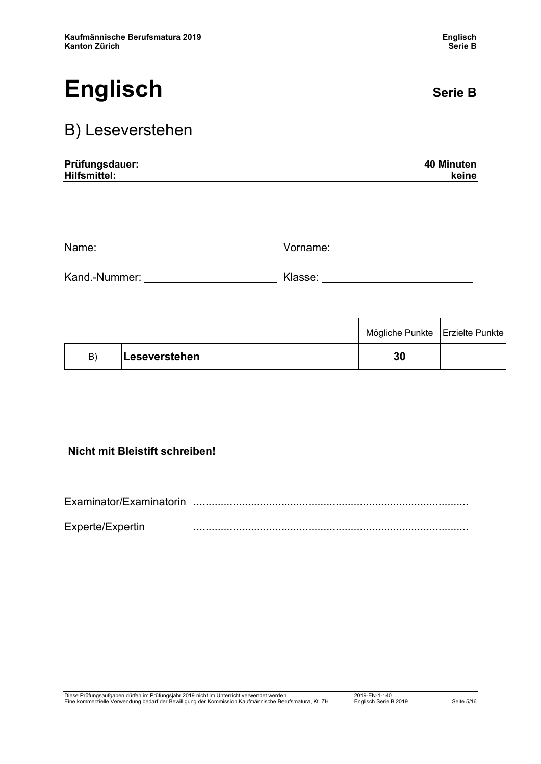# Englisch

**Serie B**

## B) Leseverstehen

| **Prüfungsdauer:** | **40 Minuten** |
|---|---|
| **Hilfsmittel:** | **keine** |

Name: ______________________ Vorname: ______________________

Kand.-Nummer: ______________________ Klasse: ______________________

| | | Mögliche Punkte | Erzielte Punkte |
|---|---|---|---|
| B) | **Leseverstehen** | **30** | |

**Nicht mit Bleistift schreiben!**

Examinator/Examinatorin ..........................................................................................

Experte/Expertin ..........................................................................................

Diese Prüfungsaufgaben dürfen im Prüfungsjahr 2019 nicht im Unterricht verwendet werden.
Eine kommerzielle Verwendung bedarf der Bewilligung der Kommission Kaufmännische Berufsmatura, Kt. ZH.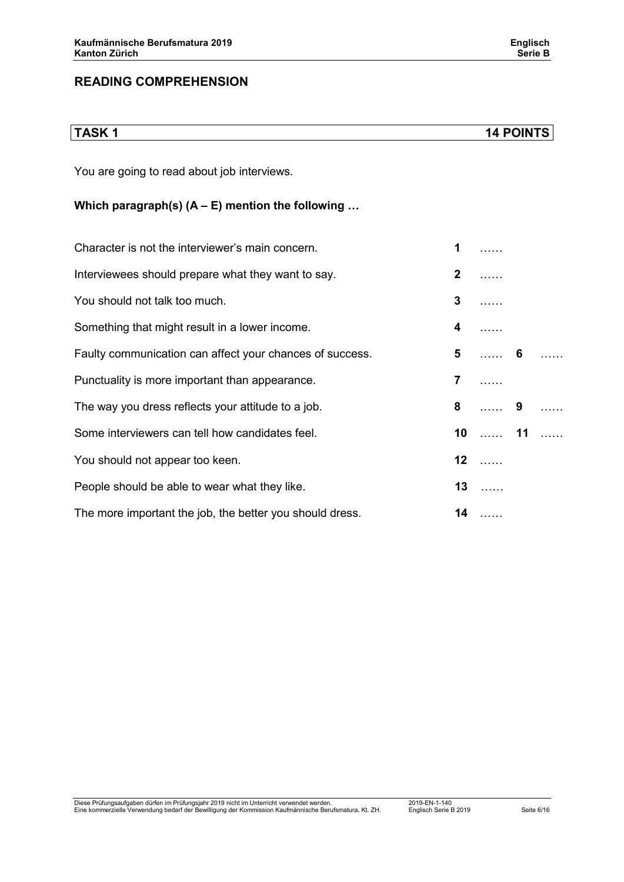## READING COMPREHENSION

| TASK 1 | 14 POINTS |
|---|---|

You are going to read about job interviews.

**Which paragraph(s) (A – E) mention the following …**

| | | | | |
|---|---|---|---|---|
| Character is not the interviewer's main concern. | **1** | …… | | |
| Interviewees should prepare what they want to say. | **2** | …… | | |
| You should not talk too much. | **3** | …… | | |
| Something that might result in a lower income. | **4** | …… | | |
| Faulty communication can affect your chances of success. | **5** | …… | **6** | …… |
| Punctuality is more important than appearance. | **7** | …… | | |
| The way you dress reflects your attitude to a job. | **8** | …… | **9** | …… |
| Some interviewers can tell how candidates feel. | **10** | …… | **11** | …… |
| You should not appear too keen. | **12** | …… | | |
| People should be able to wear what they like. | **13** | …… | | |
| The more important the job, the better you should dress. | **14** | …… | | |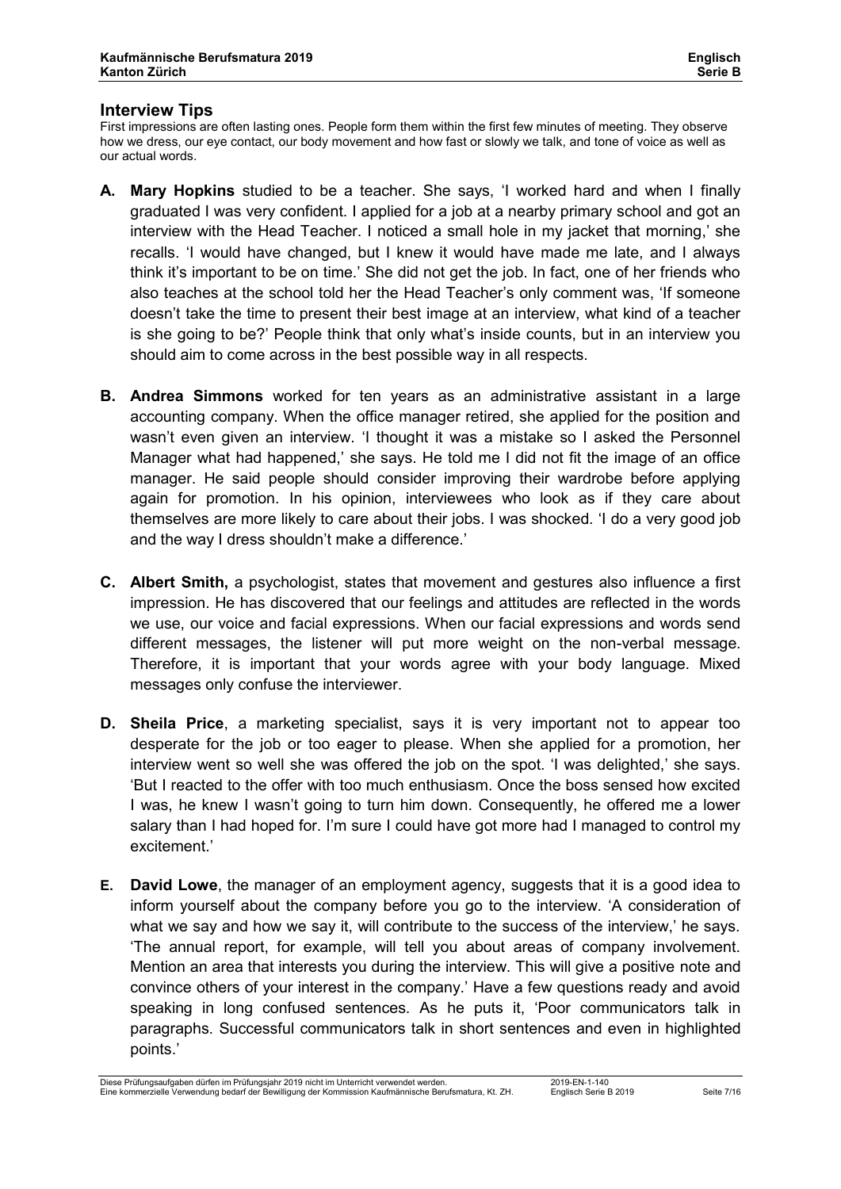## Interview Tips

First impressions are often lasting ones. People form them within the first few minutes of meeting. They observe how we dress, our eye contact, our body movement and how fast or slowly we talk, and tone of voice as well as our actual words.

**A.** **Mary Hopkins** studied to be a teacher. She says, 'I worked hard and when I finally graduated I was very confident. I applied for a job at a nearby primary school and got an interview with the Head Teacher. I noticed a small hole in my jacket that morning,' she recalls. 'I would have changed, but I knew it would have made me late, and I always think it's important to be on time.' She did not get the job. In fact, one of her friends who also teaches at the school told her the Head Teacher's only comment was, 'If someone doesn't take the time to present their best image at an interview, what kind of a teacher is she going to be?' People think that only what's inside counts, but in an interview you should aim to come across in the best possible way in all respects.

**B.** **Andrea Simmons** worked for ten years as an administrative assistant in a large accounting company. When the office manager retired, she applied for the position and wasn't even given an interview. 'I thought it was a mistake so I asked the Personnel Manager what had happened,' she says. He told me I did not fit the image of an office manager. He said people should consider improving their wardrobe before applying again for promotion. In his opinion, interviewees who look as if they care about themselves are more likely to care about their jobs. I was shocked. 'I do a very good job and the way I dress shouldn't make a difference.'

**C.** **Albert Smith,** a psychologist, states that movement and gestures also influence a first impression. He has discovered that our feelings and attitudes are reflected in the words we use, our voice and facial expressions. When our facial expressions and words send different messages, the listener will put more weight on the non-verbal message. Therefore, it is important that your words agree with your body language. Mixed messages only confuse the interviewer.

**D.** **Sheila Price**, a marketing specialist, says it is very important not to appear too desperate for the job or too eager to please. When she applied for a promotion, her interview went so well she was offered the job on the spot. 'I was delighted,' she says. 'But I reacted to the offer with too much enthusiasm. Once the boss sensed how excited I was, he knew I wasn't going to turn him down. Consequently, he offered me a lower salary than I had hoped for. I'm sure I could have got more had I managed to control my excitement.'

**E.** **David Lowe**, the manager of an employment agency, suggests that it is a good idea to inform yourself about the company before you go to the interview. 'A consideration of what we say and how we say it, will contribute to the success of the interview,' he says. 'The annual report, for example, will tell you about areas of company involvement. Mention an area that interests you during the interview. This will give a positive note and convince others of your interest in the company.' Have a few questions ready and avoid speaking in long confused sentences. As he puts it, 'Poor communicators talk in paragraphs. Successful communicators talk in short sentences and even in highlighted points.'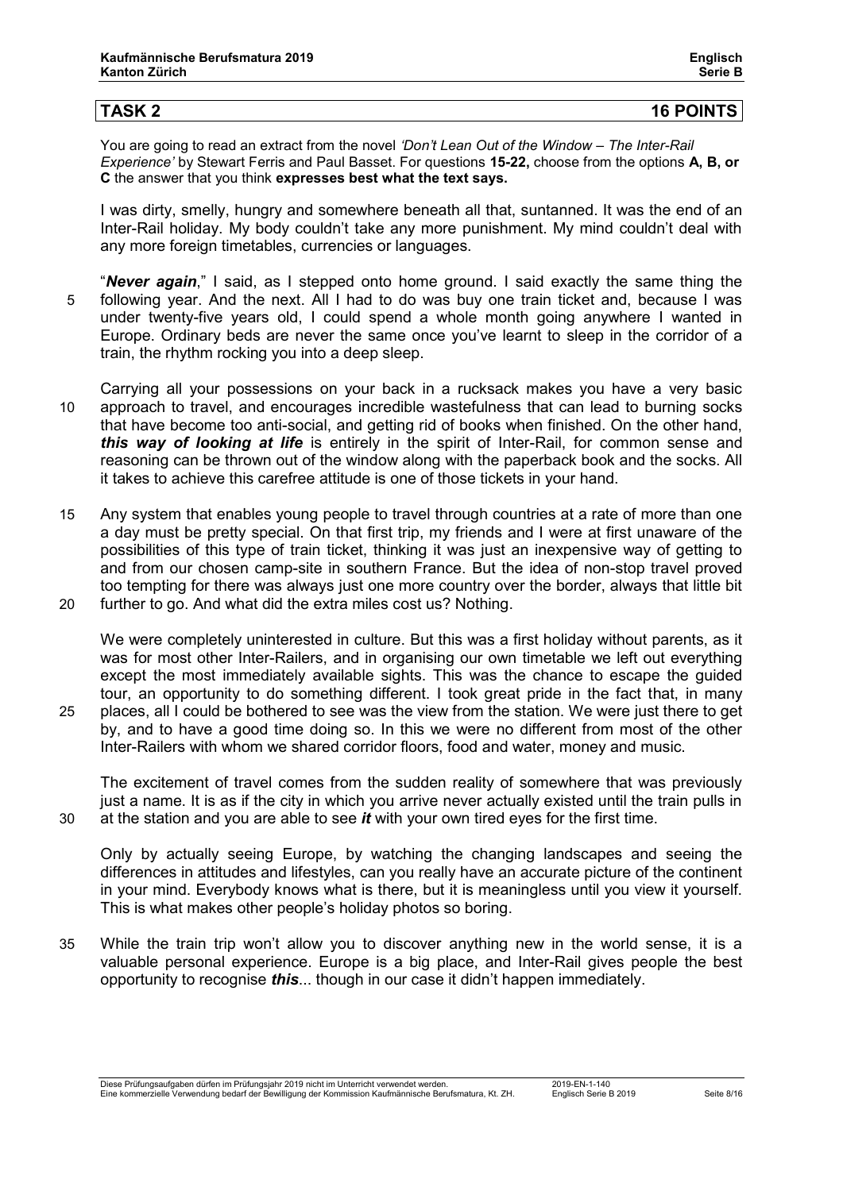## TASK 2 — 16 POINTS

You are going to read an extract from the novel *'Don't Lean Out of the Window – The Inter-Rail Experience'* by Stewart Ferris and Paul Basset. For questions **15-22,** choose from the options **A, B, or C** the answer that you think **expresses best what the text says.**

I was dirty, smelly, hungry and somewhere beneath all that, suntanned. It was the end of an Inter-Rail holiday. My body couldn't take any more punishment. My mind couldn't deal with any more foreign timetables, currencies or languages.

"***Never again***," I said, as I stepped onto home ground. I said exactly the same thing the following year. And the next. All I had to do was buy one train ticket and, because I was under twenty-five years old, I could spend a whole month going anywhere I wanted in Europe. Ordinary beds are never the same once you've learnt to sleep in the corridor of a train, the rhythm rocking you into a deep sleep.

Carrying all your possessions on your back in a rucksack makes you have a very basic approach to travel, and encourages incredible wastefulness that can lead to burning socks that have become too anti-social, and getting rid of books when finished. On the other hand, ***this way of looking at life*** is entirely in the spirit of Inter-Rail, for common sense and reasoning can be thrown out of the window along with the paperback book and the socks. All it takes to achieve this carefree attitude is one of those tickets in your hand.

Any system that enables young people to travel through countries at a rate of more than one a day must be pretty special. On that first trip, my friends and I were at first unaware of the possibilities of this type of train ticket, thinking it was just an inexpensive way of getting to and from our chosen camp-site in southern France. But the idea of non-stop travel proved too tempting for there was always just one more country over the border, always that little bit further to go. And what did the extra miles cost us? Nothing.

We were completely uninterested in culture. But this was a first holiday without parents, as it was for most other Inter-Railers, and in organising our own timetable we left out everything except the most immediately available sights. This was the chance to escape the guided tour, an opportunity to do something different. I took great pride in the fact that, in many places, all I could be bothered to see was the view from the station. We were just there to get by, and to have a good time doing so. In this we were no different from most of the other Inter-Railers with whom we shared corridor floors, food and water, money and music.

The excitement of travel comes from the sudden reality of somewhere that was previously just a name. It is as if the city in which you arrive never actually existed until the train pulls in at the station and you are able to see ***it*** with your own tired eyes for the first time.

Only by actually seeing Europe, by watching the changing landscapes and seeing the differences in attitudes and lifestyles, can you really have an accurate picture of the continent in your mind. Everybody knows what is there, but it is meaningless until you view it yourself. This is what makes other people's holiday photos so boring.

While the train trip won't allow you to discover anything new in the world sense, it is a valuable personal experience. Europe is a big place, and Inter-Rail gives people the best opportunity to recognise ***this***... though in our case it didn't happen immediately.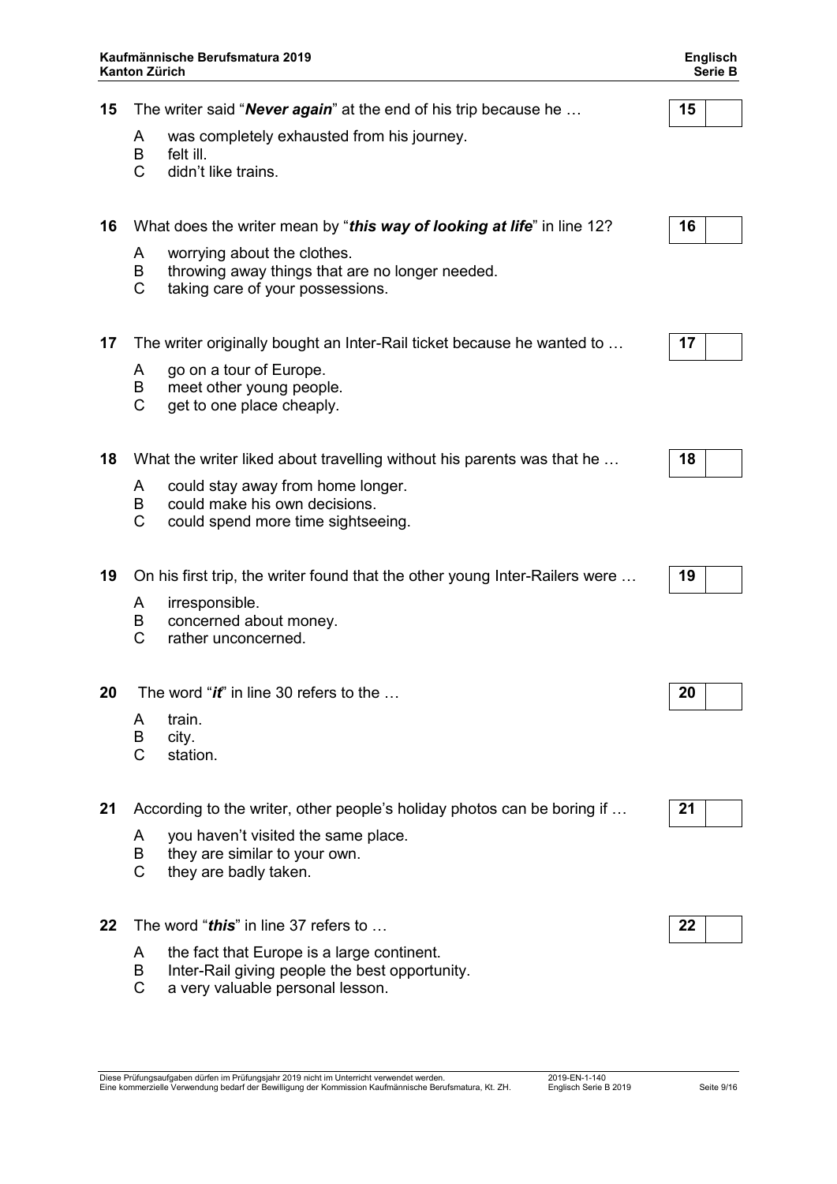**15** The writer said "***Never again***" at the end of his trip because he …

A was completely exhausted from his journey.
B felt ill.
C didn't like trains.

| 15 | |
|---|---|

**16** What does the writer mean by "***this way of looking at life***" in line 12?

A worrying about the clothes.
B throwing away things that are no longer needed.
C taking care of your possessions.

| 16 | |
|---|---|

**17** The writer originally bought an Inter-Rail ticket because he wanted to …

A go on a tour of Europe.
B meet other young people.
C get to one place cheaply.

| 17 | |
|---|---|

**18** What the writer liked about travelling without his parents was that he …

A could stay away from home longer.
B could make his own decisions.
C could spend more time sightseeing.

| 18 | |
|---|---|

**19** On his first trip, the writer found that the other young Inter-Railers were …

A irresponsible.
B concerned about money.
C rather unconcerned.

| 19 | |
|---|---|

**20** The word "***it***" in line 30 refers to the …

A train.
B city.
C station.

| 20 | |
|---|---|

**21** According to the writer, other people's holiday photos can be boring if …

A you haven't visited the same place.
B they are similar to your own.
C they are badly taken.

| 21 | |
|---|---|

**22** The word "***this***" in line 37 refers to …

A the fact that Europe is a large continent.
B Inter-Rail giving people the best opportunity.
C a very valuable personal lesson.

| 22 | |
|---|---|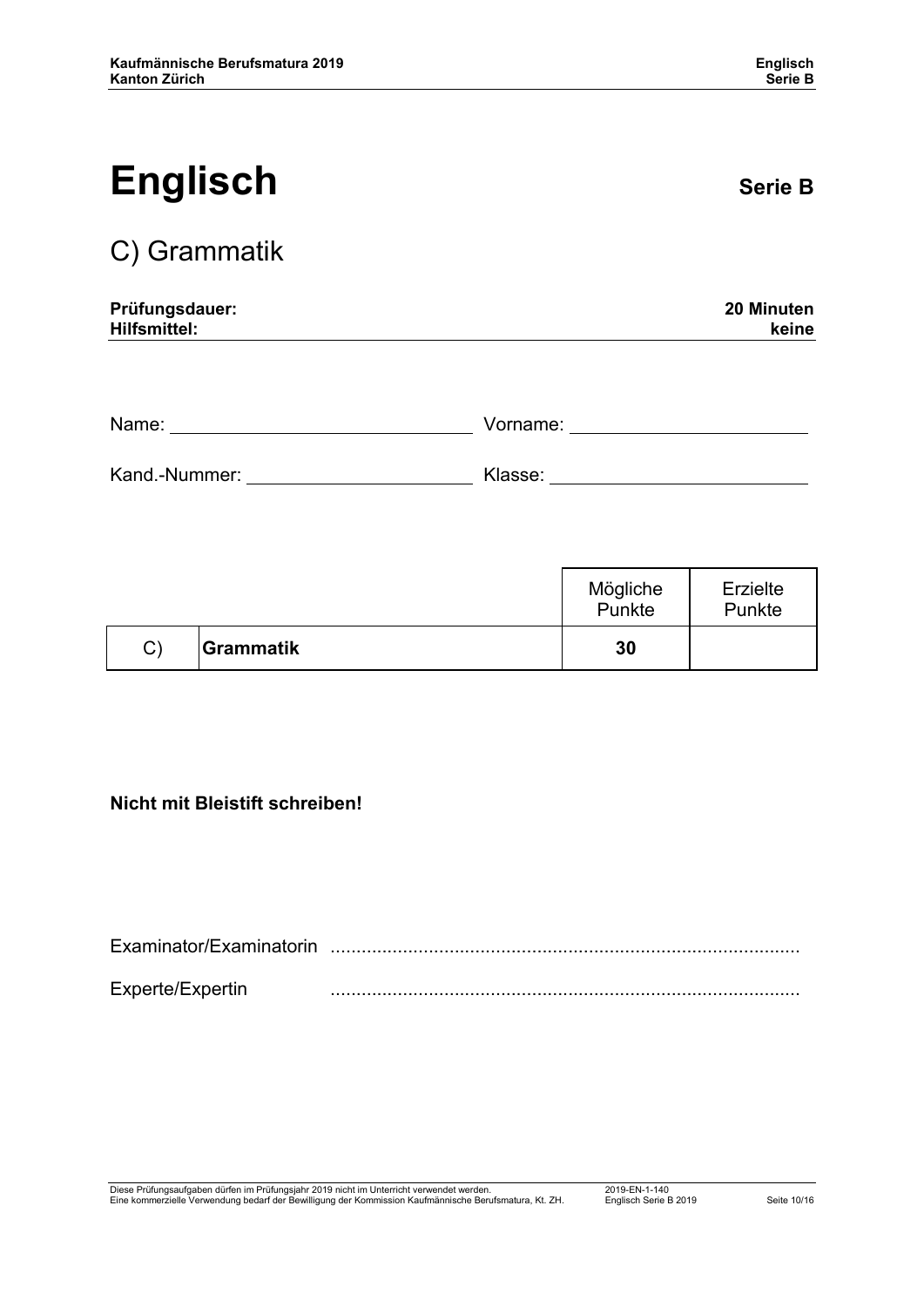# Englisch

**Serie B**

## C) Grammatik

| **Prüfungsdauer:** | **20 Minuten** |
| --- | --- |
| **Hilfsmittel:** | **keine** |

Name: ______________________________ Vorname: ______________________________

Kand.-Nummer: ______________________________ Klasse: ______________________________

| | | Mögliche Punkte | Erzielte Punkte |
| --- | --- | --- | --- |
| C) | **Grammatik** | **30** | |

**Nicht mit Bleistift schreiben!**

Examinator/Examinatorin ........................................................................................

Experte/Expertin ........................................................................................

Diese Prüfungsaufgaben dürfen im Prüfungsjahr 2019 nicht im Unterricht verwendet werden.
Eine kommerzielle Verwendung bedarf der Bewilligung der Kommission Kaufmännische Berufsmatura, Kt. ZH.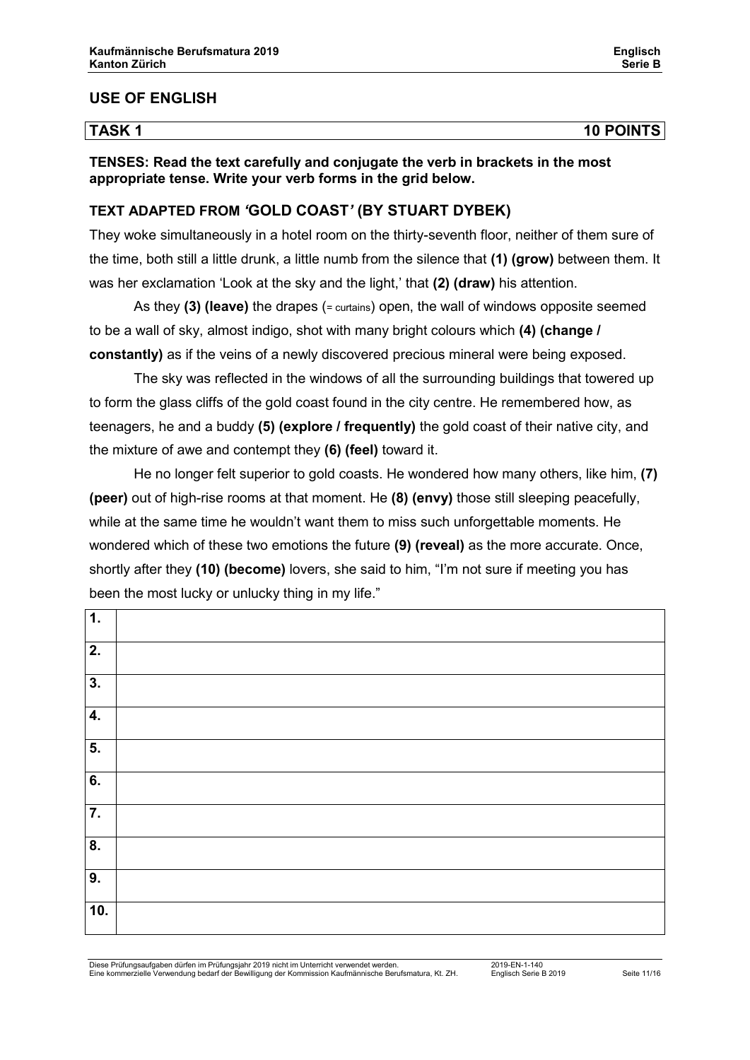## USE OF ENGLISH

| TASK 1 | 10 POINTS |
|---|---|

**TENSES: Read the text carefully and conjugate the verb in brackets in the most appropriate tense. Write your verb forms in the grid below.**

### TEXT ADAPTED FROM *'GOLD COAST'* (BY STUART DYBEK)

They woke simultaneously in a hotel room on the thirty-seventh floor, neither of them sure of the time, both still a little drunk, a little numb from the silence that **(1) (grow)** between them. It was her exclamation 'Look at the sky and the light,' that **(2) (draw)** his attention.

As they **(3) (leave)** the drapes (= curtains) open, the wall of windows opposite seemed to be a wall of sky, almost indigo, shot with many bright colours which **(4) (change / constantly)** as if the veins of a newly discovered precious mineral were being exposed.

The sky was reflected in the windows of all the surrounding buildings that towered up to form the glass cliffs of the gold coast found in the city centre. He remembered how, as teenagers, he and a buddy **(5) (explore / frequently)** the gold coast of their native city, and the mixture of awe and contempt they **(6) (feel)** toward it.

He no longer felt superior to gold coasts. He wondered how many others, like him, **(7) (peer)** out of high-rise rooms at that moment. He **(8) (envy)** those still sleeping peacefully, while at the same time he wouldn't want them to miss such unforgettable moments. He wondered which of these two emotions the future **(9) (reveal)** as the more accurate. Once, shortly after they **(10) (become)** lovers, she said to him, "I'm not sure if meeting you has been the most lucky or unlucky thing in my life."

| | |
|---|---|
| **1.** | |
| **2.** | |
| **3.** | |
| **4.** | |
| **5.** | |
| **6.** | |
| **7.** | |
| **8.** | |
| **9.** | |
| **10.** | |

Diese Prüfungsaufgaben dürfen im Prüfungsjahr 2019 nicht im Unterricht verwendet werden.
Eine kommerzielle Verwendung bedarf der Bewilligung der Kommission Kaufmännische Berufsmatura, Kt. ZH.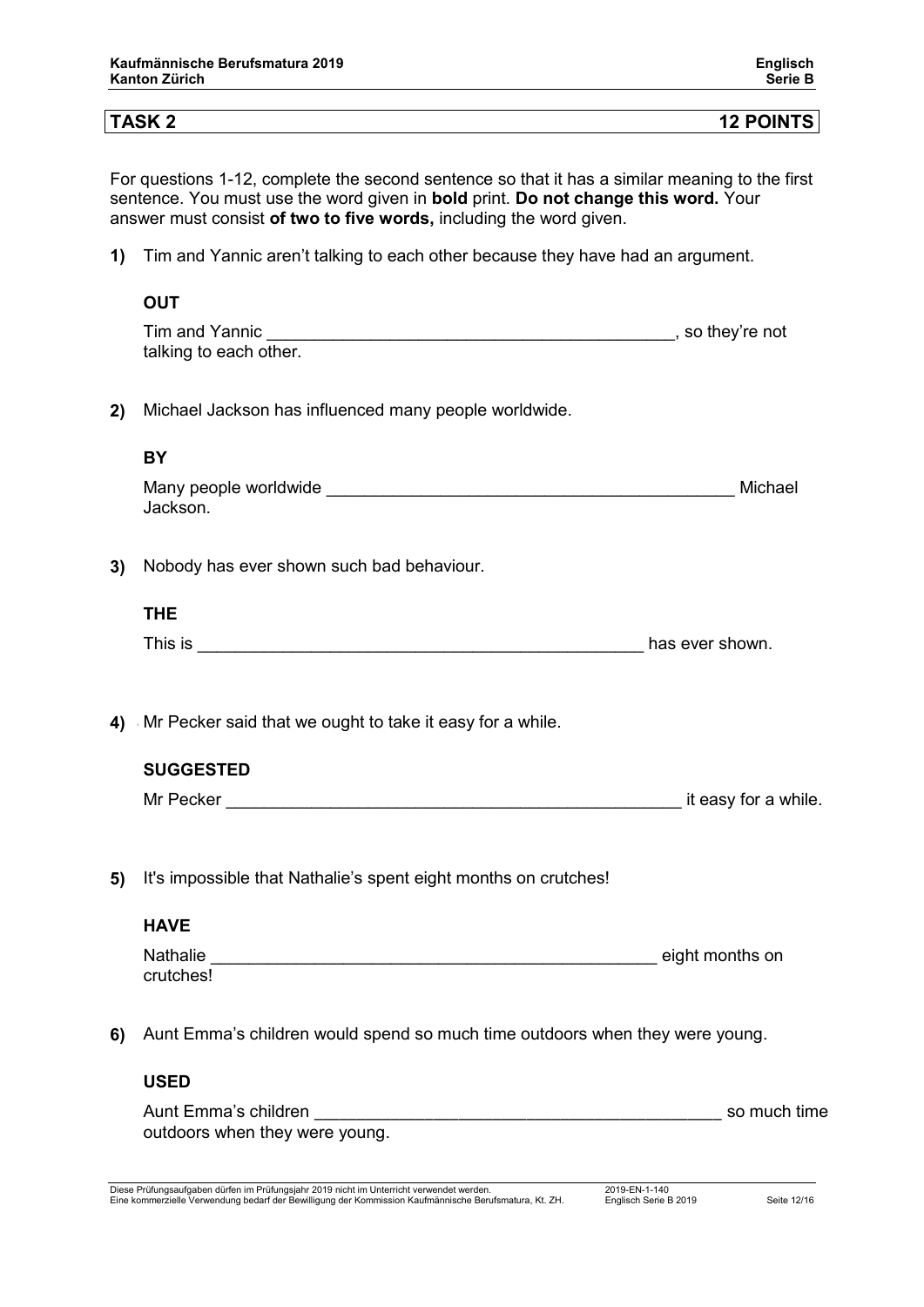## TASK 2 — 12 POINTS

For questions 1-12, complete the second sentence so that it has a similar meaning to the first sentence. You must use the word given in **bold** print. **Do not change this word.** Your answer must consist **of two to five words,** including the word given.

**1)** Tim and Yannic aren't talking to each other because they have had an argument.

**OUT**

Tim and Yannic ____________________________________________, so they're not talking to each other.

**2)** Michael Jackson has influenced many people worldwide.

**BY**

Many people worldwide ____________________________________________ Michael Jackson.

**3)** Nobody has ever shown such bad behaviour.

**THE**

This is ________________________________________________ has ever shown.

**4)** Mr Pecker said that we ought to take it easy for a while.

**SUGGESTED**

Mr Pecker __________________________________________________ it easy for a while.

**5)** It's impossible that Nathalie's spent eight months on crutches!

**HAVE**

Nathalie ______________________________________________ eight months on crutches!

**6)** Aunt Emma's children would spend so much time outdoors when they were young.

**USED**

Aunt Emma's children ____________________________________________ so much time outdoors when they were young.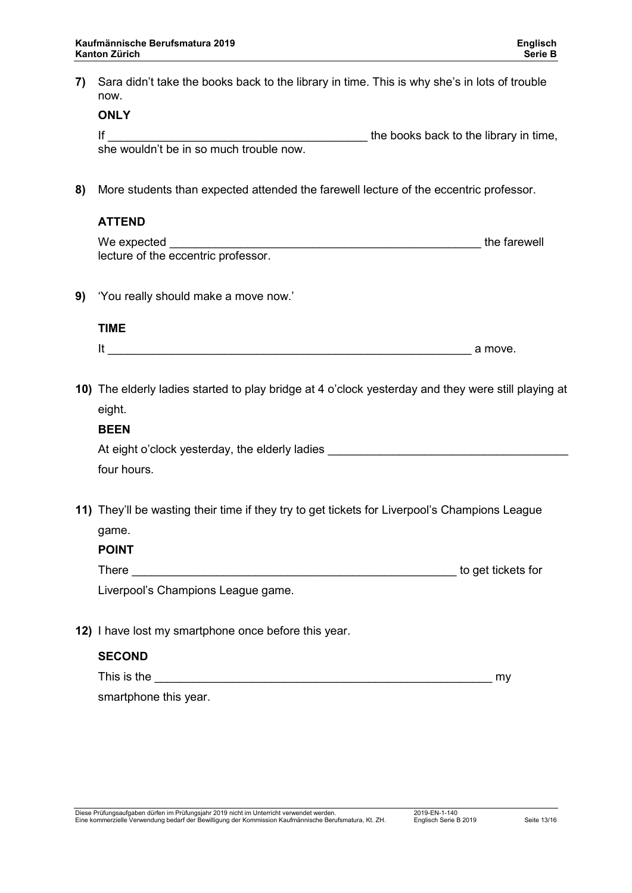**7)** Sara didn't take the books back to the library in time. This is why she's in lots of trouble now.

**ONLY**

If _________________________________________ the books back to the library in time, she wouldn't be in so much trouble now.

**8)** More students than expected attended the farewell lecture of the eccentric professor.

**ATTEND**

We expected __________________________________________________ the farewell lecture of the eccentric professor.

**9)** 'You really should make a move now.'

**TIME**

It _________________________________________________________ a move.

**10)** The elderly ladies started to play bridge at 4 o'clock yesterday and they were still playing at eight.

**BEEN**

At eight o'clock yesterday, the elderly ladies _____________________________________ four hours.

**11)** They'll be wasting their time if they try to get tickets for Liverpool's Champions League game.

**POINT**

There ___________________________________________________ to get tickets for Liverpool's Champions League game.

**12)** I have lost my smartphone once before this year.

**SECOND**

This is the _____________________________________________________ my smartphone this year.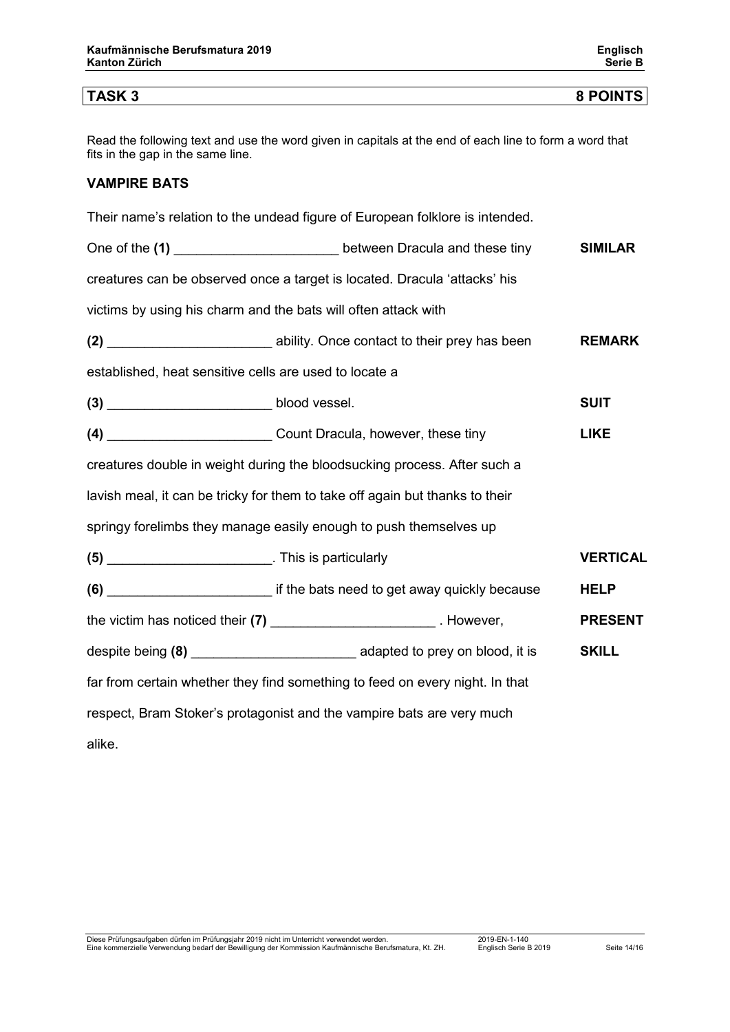## TASK 3 — 8 POINTS

Read the following text and use the word given in capitals at the end of each line to form a word that fits in the gap in the same line.

### VAMPIRE BATS

Their name's relation to the undead figure of European folklore is intended.

One of the **(1)** ______________________ between Dracula and these tiny **SIMILAR**

creatures can be observed once a target is located. Dracula 'attacks' his

victims by using his charm and the bats will often attack with

**(2)** ______________________ ability. Once contact to their prey has been **REMARK**

established, heat sensitive cells are used to locate a

**(3)** ______________________ blood vessel. **SUIT**

**(4)** ______________________ Count Dracula, however, these tiny **LIKE**

creatures double in weight during the bloodsucking process. After such a

lavish meal, it can be tricky for them to take off again but thanks to their

springy forelimbs they manage easily enough to push themselves up

**(5)** ______________________. This is particularly **VERTICAL**

**(6)** ______________________ if the bats need to get away quickly because **HELP**

the victim has noticed their **(7)** ______________________ . However, **PRESENT**

despite being **(8)** ______________________ adapted to prey on blood, it is **SKILL**

far from certain whether they find something to feed on every night. In that

respect, Bram Stoker's protagonist and the vampire bats are very much

alike.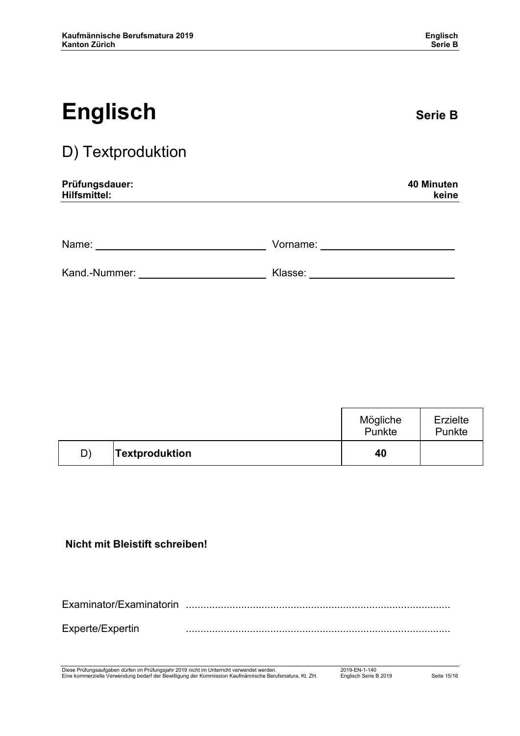# Englisch

**Serie B**

## D) Textproduktion

| **Prüfungsdauer:** | **40 Minuten** |
|---|---|
| **Hilfsmittel:** | **keine** |

Name: ______________________________ Vorname: ______________________________

Kand.-Nummer: ______________________________ Klasse: ______________________________

| | | Mögliche Punkte | Erzielte Punkte |
|---|---|---|---|
| D) | **Textproduktion** | **40** | |

**Nicht mit Bleistift schreiben!**

Examinator/Examinatorin ..........................................................................................

Experte/Expertin ..........................................................................................

Diese Prüfungsaufgaben dürfen im Prüfungsjahr 2019 nicht im Unterricht verwendet werden.
Eine kommerzielle Verwendung bedarf der Bewilligung der Kommission Kaufmännische Berufsmatura, Kt. ZH.

2019-EN-1-140
Englisch Serie B 2019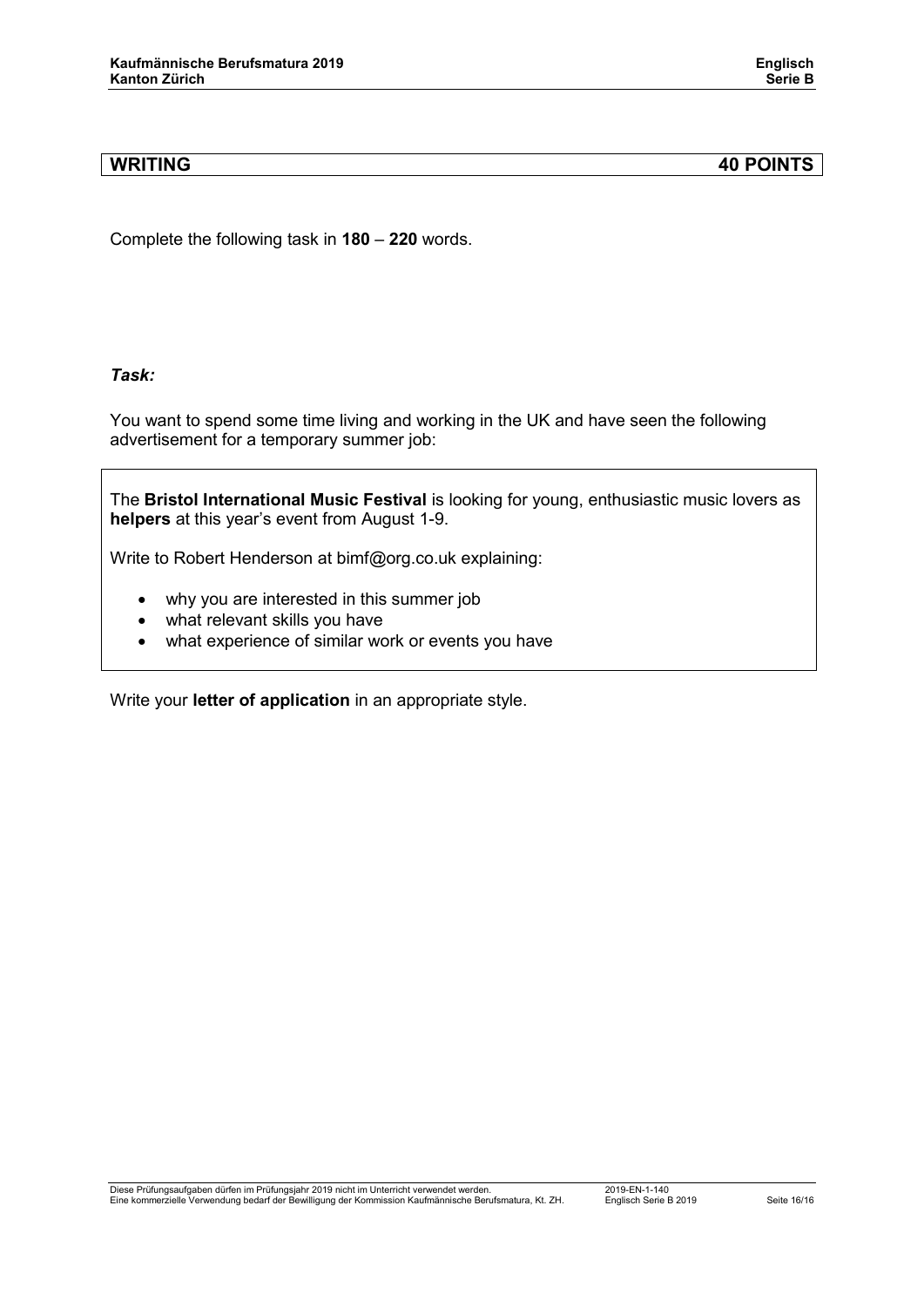## WRITING 40 POINTS

Complete the following task in **180** – **220** words.

***Task:***

You want to spend some time living and working in the UK and have seen the following advertisement for a temporary summer job:

> The **Bristol International Music Festival** is looking for young, enthusiastic music lovers as **helpers** at this year's event from August 1-9.
>
> Write to Robert Henderson at bimf@org.co.uk explaining:
>
> - why you are interested in this summer job
> - what relevant skills you have
> - what experience of similar work or events you have

Write your **letter of application** in an appropriate style.